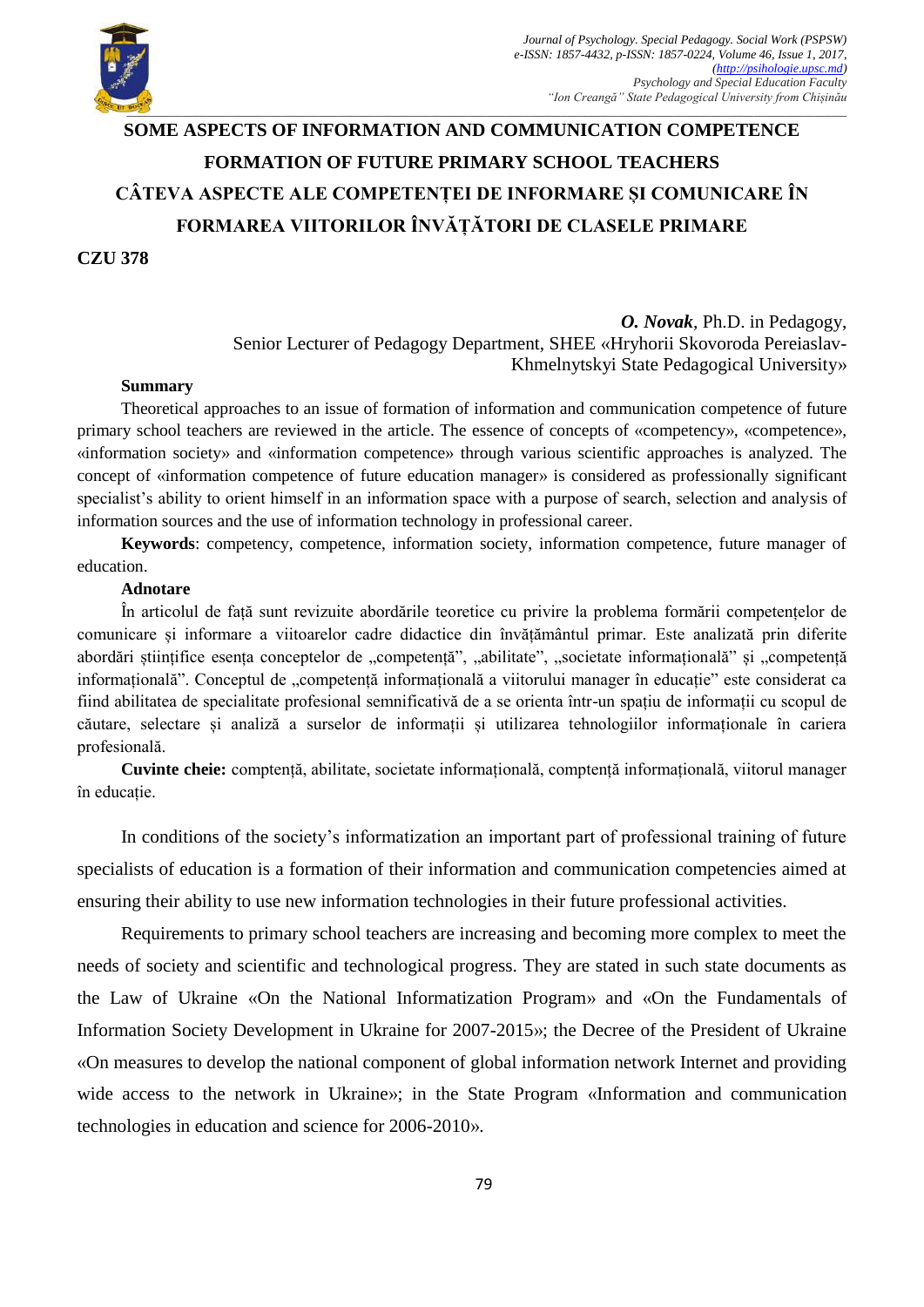# SOME ASPECTS OF INFORMATION AND COMMUNICATION COMPETENCE FORMATION OF FUTURE PRIMARY SCHOOL TEACHERS

# CÂTEVA ASPECTE ALE COMPETENȚEI DE INFORMARE ȘI COMUNICARE ÎN FORMAREA VIITORILOR ÎNVĂȚĂTORI DE CLASELE PRIMARE

**CZU 378**

***O. Novak***, Ph.D. in Pedagogy,
Senior Lecturer of Pedagogy Department, SHEE «Hryhorii Skovoroda Pereiaslav-Khmelnytskyi State Pedagogical University»

**Summary**

Theoretical approaches to an issue of formation of information and communication competence of future primary school teachers are reviewed in the article. The essence of concepts of «competency», «competence», «information society» and «information competence» through various scientific approaches is analyzed. The concept of «information competence of future education manager» is considered as professionally significant specialist's ability to orient himself in an information space with a purpose of search, selection and analysis of information sources and the use of information technology in professional career.

**Keywords**: competency, competence, information society, information competence, future manager of education.

**Adnotare**

În articolul de față sunt revizuite abordările teoretice cu privire la problema formării competențelor de comunicare și informare a viitoarelor cadre didactice din învățământul primar. Este analizată prin diferite abordări științifice esența conceptelor de „competență", „abilitate", „societate informațională" și „competență informațională". Conceptul de „competență informațională a viitorului manager în educație" este considerat ca fiind abilitatea de specialitate profesional semnificativă de a se orienta într-un spațiu de informații cu scopul de căutare, selectare și analiză a surselor de informații și utilizarea tehnologiilor informaționale în cariera profesională.

**Cuvinte cheie:** comptență, abilitate, societate informațională, comptență informațională, viitorul manager în educație.

In conditions of the society's informatization an important part of professional training of future specialists of education is a formation of their information and communication competencies aimed at ensuring their ability to use new information technologies in their future professional activities.

Requirements to primary school teachers are increasing and becoming more complex to meet the needs of society and scientific and technological progress. They are stated in such state documents as the Law of Ukraine «On the National Informatization Program» and «On the Fundamentals of Information Society Development in Ukraine for 2007-2015»; the Decree of the President of Ukraine «On measures to develop the national component of global information network Internet and providing wide access to the network in Ukraine»; in the State Program «Information and communication technologies in education and science for 2006-2010».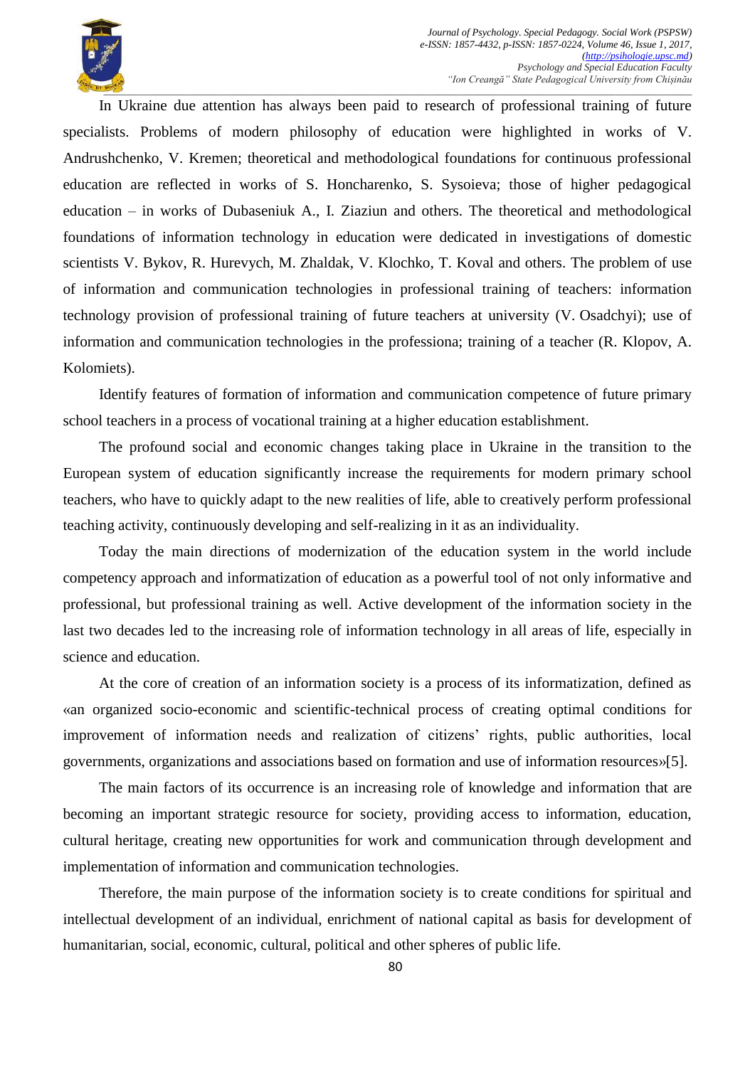In Ukraine due attention has always been paid to research of professional training of future specialists. Problems of modern philosophy of education were highlighted in works of V. Andrushchenko, V. Kremen; theoretical and methodological foundations for continuous professional education are reflected in works of S. Honcharenko, S. Sysoieva; those of higher pedagogical education – in works of Dubaseniuk A., I. Ziaziun and others. The theoretical and methodological foundations of information technology in education were dedicated in investigations of domestic scientists V. Bykov, R. Hurevych, M. Zhaldak, V. Klochko, T. Koval and others. The problem of use of information and communication technologies in professional training of teachers: information technology provision of professional training of future teachers at university (V. Osadchyi); use of information and communication technologies in the professiona; training of a teacher (R. Klopov, A. Kolomiets).

Identify features of formation of information and communication competence of future primary school teachers in a process of vocational training at a higher education establishment.

The profound social and economic changes taking place in Ukraine in the transition to the European system of education significantly increase the requirements for modern primary school teachers, who have to quickly adapt to the new realities of life, able to creatively perform professional teaching activity, continuously developing and self-realizing in it as an individuality.

Today the main directions of modernization of the education system in the world include competency approach and informatization of education as a powerful tool of not only informative and professional, but professional training as well. Active development of the information society in the last two decades led to the increasing role of information technology in all areas of life, especially in science and education.

At the core of creation of an information society is a process of its informatization, defined as «an organized socio-economic and scientific-technical process of creating optimal conditions for improvement of information needs and realization of citizens' rights, public authorities, local governments, organizations and associations based on formation and use of information resources»[5].

The main factors of its occurrence is an increasing role of knowledge and information that are becoming an important strategic resource for society, providing access to information, education, cultural heritage, creating new opportunities for work and communication through development and implementation of information and communication technologies.

Therefore, the main purpose of the information society is to create conditions for spiritual and intellectual development of an individual, enrichment of national capital as basis for development of humanitarian, social, economic, cultural, political and other spheres of public life.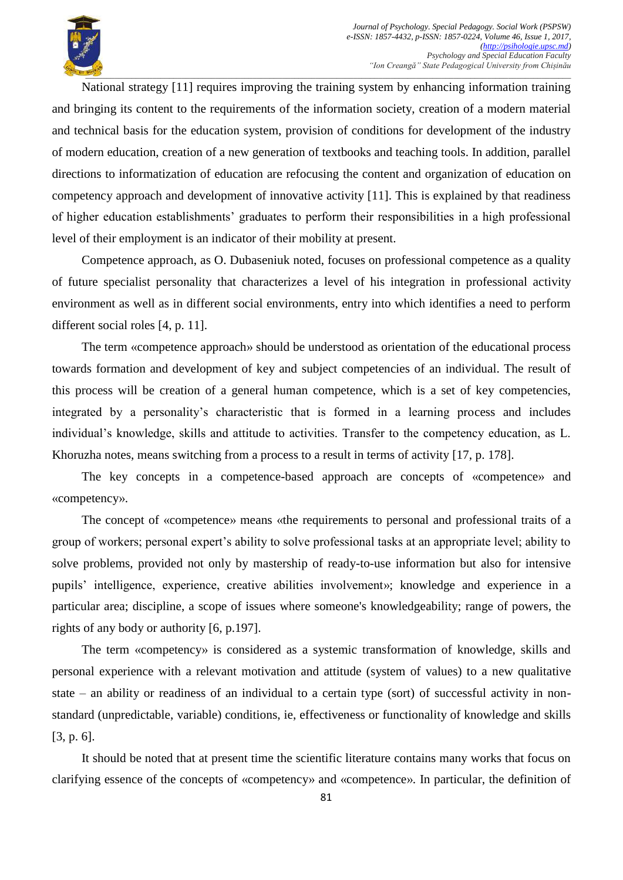National strategy [11] requires improving the training system by enhancing information training and bringing its content to the requirements of the information society, creation of a modern material and technical basis for the education system, provision of conditions for development of the industry of modern education, creation of a new generation of textbooks and teaching tools. In addition, parallel directions to informatization of education are refocusing the content and organization of education on competency approach and development of innovative activity [11]. This is explained by that readiness of higher education establishments' graduates to perform their responsibilities in a high professional level of their employment is an indicator of their mobility at present.

Competence approach, as O. Dubaseniuk noted, focuses on professional competence as a quality of future specialist personality that characterizes a level of his integration in professional activity environment as well as in different social environments, entry into which identifies a need to perform different social roles [4, p. 11].

The term «competence approach» should be understood as orientation of the educational process towards formation and development of key and subject competencies of an individual. The result of this process will be creation of a general human competence, which is a set of key competencies, integrated by a personality's characteristic that is formed in a learning process and includes individual's knowledge, skills and attitude to activities. Transfer to the competency education, as L. Khoruzha notes, means switching from a process to a result in terms of activity [17, p. 178].

The key concepts in a competence-based approach are concepts of «competence» and «competency».

The concept of «competence» means «the requirements to personal and professional traits of a group of workers; personal expert's ability to solve professional tasks at an appropriate level; ability to solve problems, provided not only by mastership of ready-to-use information but also for intensive pupils' intelligence, experience, creative abilities involvement»; knowledge and experience in a particular area; discipline, a scope of issues where someone's knowledgeability; range of powers, the rights of any body or authority [6, p.197].

The term «competency» is considered as a systemic transformation of knowledge, skills and personal experience with a relevant motivation and attitude (system of values) to a new qualitative state – an ability or readiness of an individual to a certain type (sort) of successful activity in non-standard (unpredictable, variable) conditions, ie, effectiveness or functionality of knowledge and skills [3, p. 6].

It should be noted that at present time the scientific literature contains many works that focus on clarifying essence of the concepts of «competency» and «competence». In particular, the definition of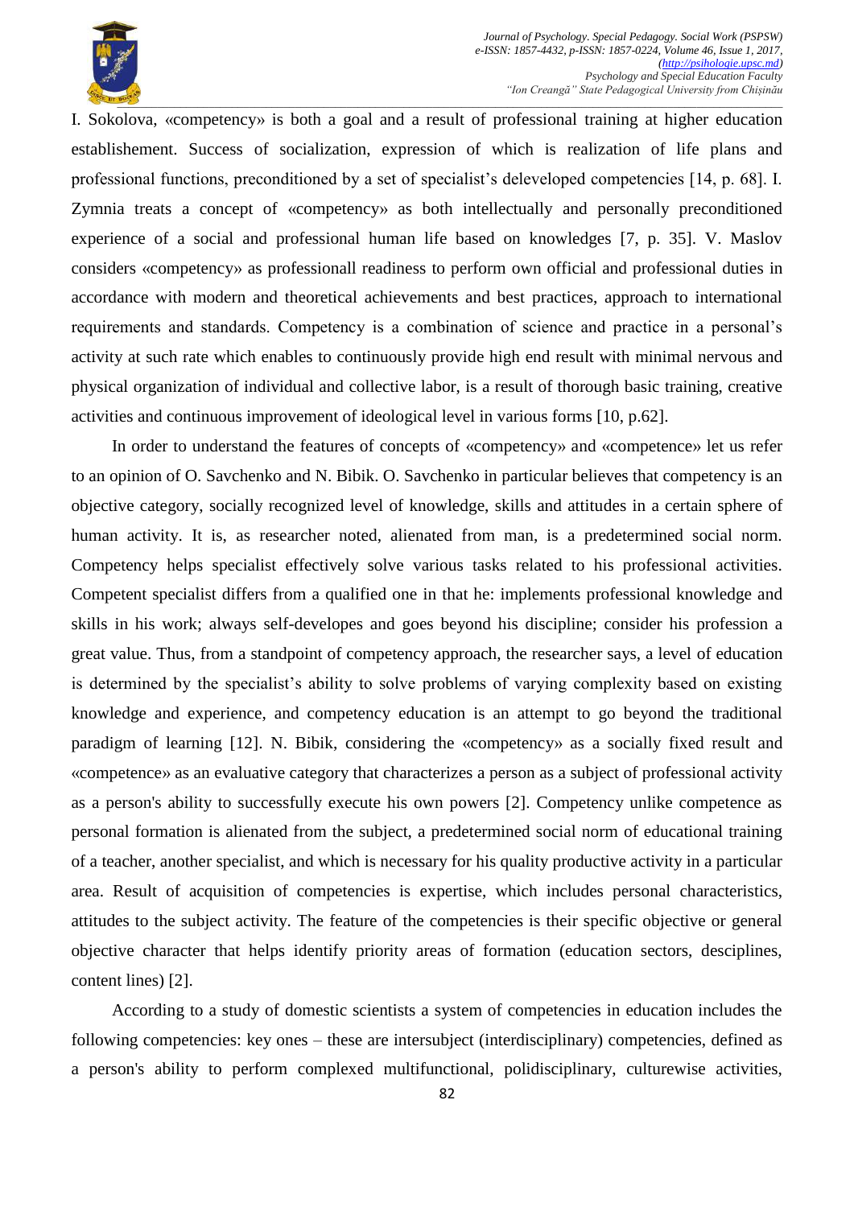I. Sokolova, «competency» is both a goal and a result of professional training at higher education establishement. Success of socialization, expression of which is realization of life plans and professional functions, preconditioned by a set of specialist's deleveloped competencies [14, p. 68]. I. Zymnia treats a concept of «competency» as both intellectually and personally preconditioned experience of a social and professional human life based on knowledges [7, p. 35]. V. Maslov considers «competency» as professionall readiness to perform own official and professional duties in accordance with modern and theoretical achievements and best practices, approach to international requirements and standards. Competency is a combination of science and practice in a personal's activity at such rate which enables to continuously provide high end result with minimal nervous and physical organization of individual and collective labor, is a result of thorough basic training, creative activities and continuous improvement of ideological level in various forms [10, p.62].

In order to understand the features of concepts of «competency» and «competence» let us refer to an opinion of O. Savchenko and N. Bibik. O. Savchenko in particular believes that competency is an objective category, socially recognized level of knowledge, skills and attitudes in a certain sphere of human activity. It is, as researcher noted, alienated from man, is a predetermined social norm. Competency helps specialist effectively solve various tasks related to his professional activities. Competent specialist differs from a qualified one in that he: implements professional knowledge and skills in his work; always self-developes and goes beyond his discipline; consider his profession a great value. Thus, from a standpoint of competency approach, the researcher says, a level of education is determined by the specialist's ability to solve problems of varying complexity based on existing knowledge and experience, and competency education is an attempt to go beyond the traditional paradigm of learning [12]. N. Bibik, considering the «competency» as a socially fixed result and «competence» as an evaluative category that characterizes a person as a subject of professional activity as a person's ability to successfully execute his own powers [2]. Competency unlike competence as personal formation is alienated from the subject, a predetermined social norm of educational training of a teacher, another specialist, and which is necessary for his quality productive activity in a particular area. Result of acquisition of competencies is expertise, which includes personal characteristics, attitudes to the subject activity. The feature of the competencies is their specific objective or general objective character that helps identify priority areas of formation (education sectors, desciplines, content lines) [2].

According to a study of domestic scientists a system of competencies in education includes the following competencies: key ones – these are intersubject (interdisciplinary) competencies, defined as a person's ability to perform complexed multifunctional, polidisciplinary, culturewise activities,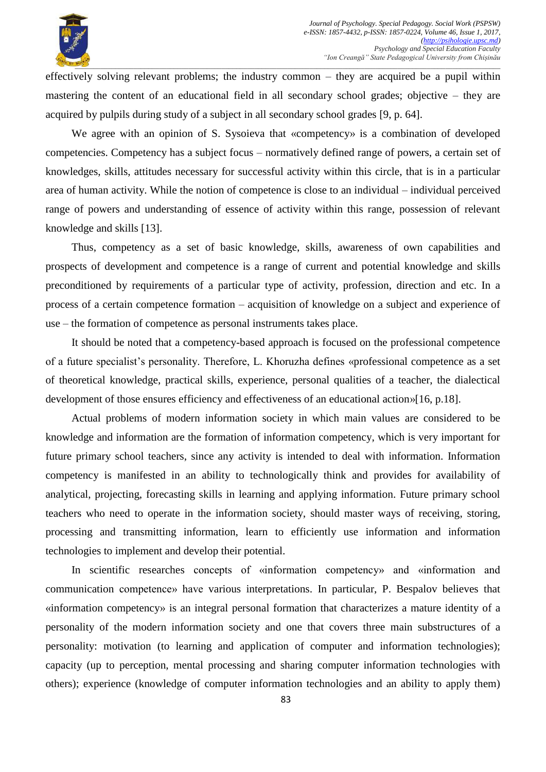effectively solving relevant problems; the industry common – they are acquired be a pupil within mastering the content of an educational field in all secondary school grades; objective – they are acquired by pulpils during study of a subject in all secondary school grades [9, p. 64].

We agree with an opinion of S. Sysoieva that «competency» is a combination of developed competencies. Competency has a subject focus – normatively defined range of powers, a certain set of knowledges, skills, attitudes necessary for successful activity within this circle, that is in a particular area of human activity. While the notion of competence is close to an individual – individual perceived range of powers and understanding of essence of activity within this range, possession of relevant knowledge and skills [13].

Thus, competency as a set of basic knowledge, skills, awareness of own capabilities and prospects of development and competence is a range of current and potential knowledge and skills preconditioned by requirements of a particular type of activity, profession, direction and etc. In a process of a certain competence formation – acquisition of knowledge on a subject and experience of use – the formation of competence as personal instruments takes place.

It should be noted that a competency-based approach is focused on the professional competence of a future specialist's personality. Therefore, L. Khoruzha defines «professional competence as a set of theoretical knowledge, practical skills, experience, personal qualities of a teacher, the dialectical development of those ensures efficiency and effectiveness of an educational action»[16, p.18].

Actual problems of modern information society in which main values are considered to be knowledge and information are the formation of information competency, which is very important for future primary school teachers, since any activity is intended to deal with information. Information competency is manifested in an ability to technologically think and provides for availability of analytical, projecting, forecasting skills in learning and applying information. Future primary school teachers who need to operate in the information society, should master ways of receiving, storing, processing and transmitting information, learn to efficiently use information and information technologies to implement and develop their potential.

In scientific researches concepts of «information competency» and «information and communication competence» have various interpretations. In particular, P. Bespalov believes that «information competency» is an integral personal formation that characterizes a mature identity of a personality of the modern information society and one that covers three main substructures of a personality: motivation (to learning and application of computer and information technologies); capacity (up to perception, mental processing and sharing computer information technologies with others); experience (knowledge of computer information technologies and an ability to apply them)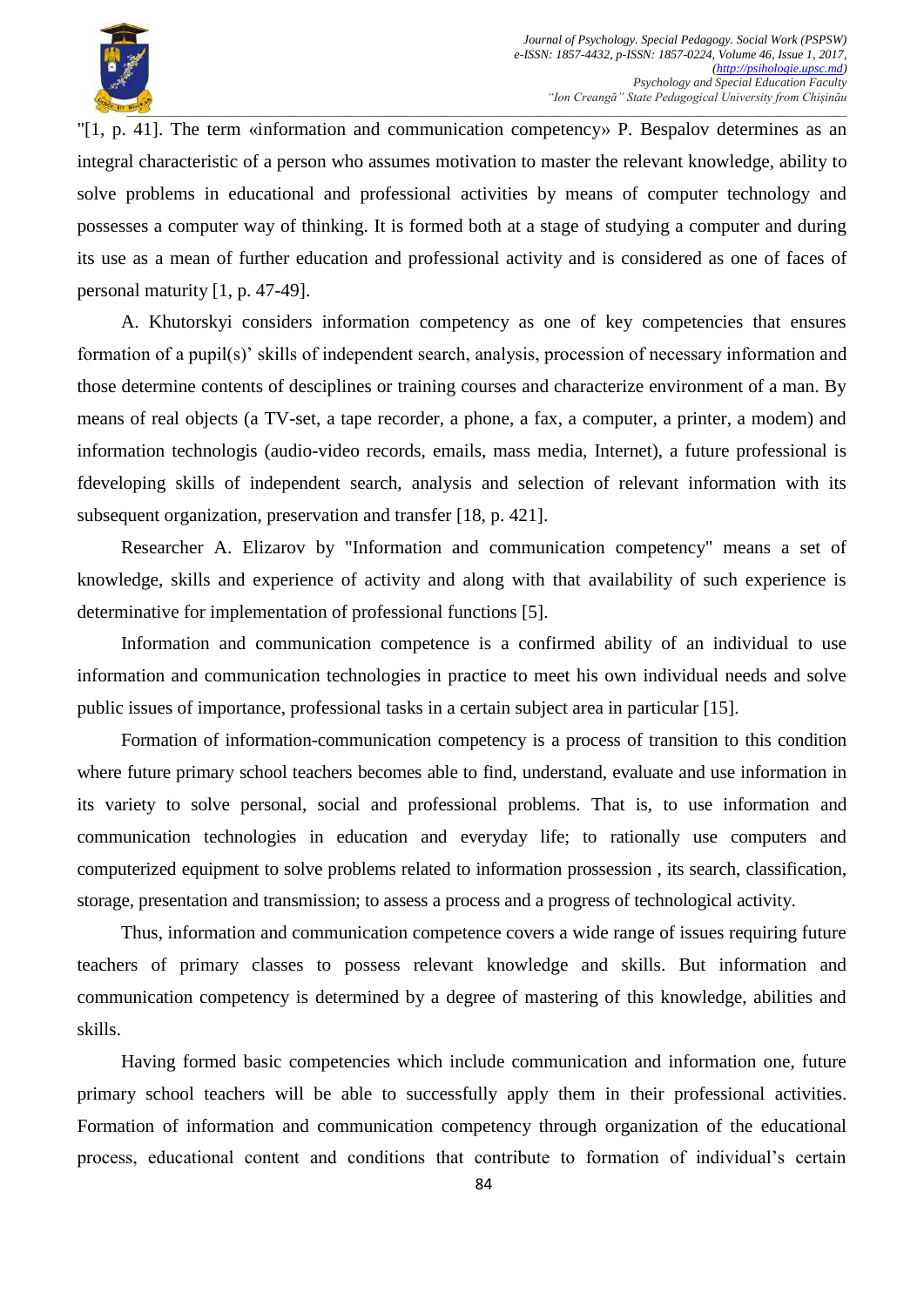"[1, p. 41]. The term «information and communication competency» P. Bespalov determines as an integral characteristic of a person who assumes motivation to master the relevant knowledge, ability to solve problems in educational and professional activities by means of computer technology and possesses a computer way of thinking. It is formed both at a stage of studying a computer and during its use as a mean of further education and professional activity and is considered as one of faces of personal maturity [1, p. 47-49].

A. Khutorskyi considers information competency as one of key competencies that ensures formation of a pupil(s)' skills of independent search, analysis, procession of necessary information and those determine contents of desciplines or training courses and characterize environment of a man. By means of real objects (a TV-set, a tape recorder, a phone, a fax, a computer, a printer, a modem) and information technologis (audio-video records, emails, mass media, Internet), a future professional is fdeveloping skills of independent search, analysis and selection of relevant information with its subsequent organization, preservation and transfer [18, p. 421].

Researcher A. Elizarov by "Information and communication competency" means a set of knowledge, skills and experience of activity and along with that availability of such experience is determinative for implementation of professional functions [5].

Information and communication competence is a confirmed ability of an individual to use information and communication technologies in practice to meet his own individual needs and solve public issues of importance, professional tasks in a certain subject area in particular [15].

Formation of information-communication competency is a process of transition to this condition where future primary school teachers becomes able to find, understand, evaluate and use information in its variety to solve personal, social and professional problems. That is, to use information and communication technologies in education and everyday life; to rationally use computers and computerized equipment to solve problems related to information prossession , its search, classification, storage, presentation and transmission; to assess a process and a progress of technological activity.

Thus, information and communication competence covers a wide range of issues requiring future teachers of primary classes to possess relevant knowledge and skills. But information and communication competency is determined by a degree of mastering of this knowledge, abilities and skills.

Having formed basic competencies which include communication and information one, future primary school teachers will be able to successfully apply them in their professional activities. Formation of information and communication competency through organization of the educational process, educational content and conditions that contribute to formation of individual's certain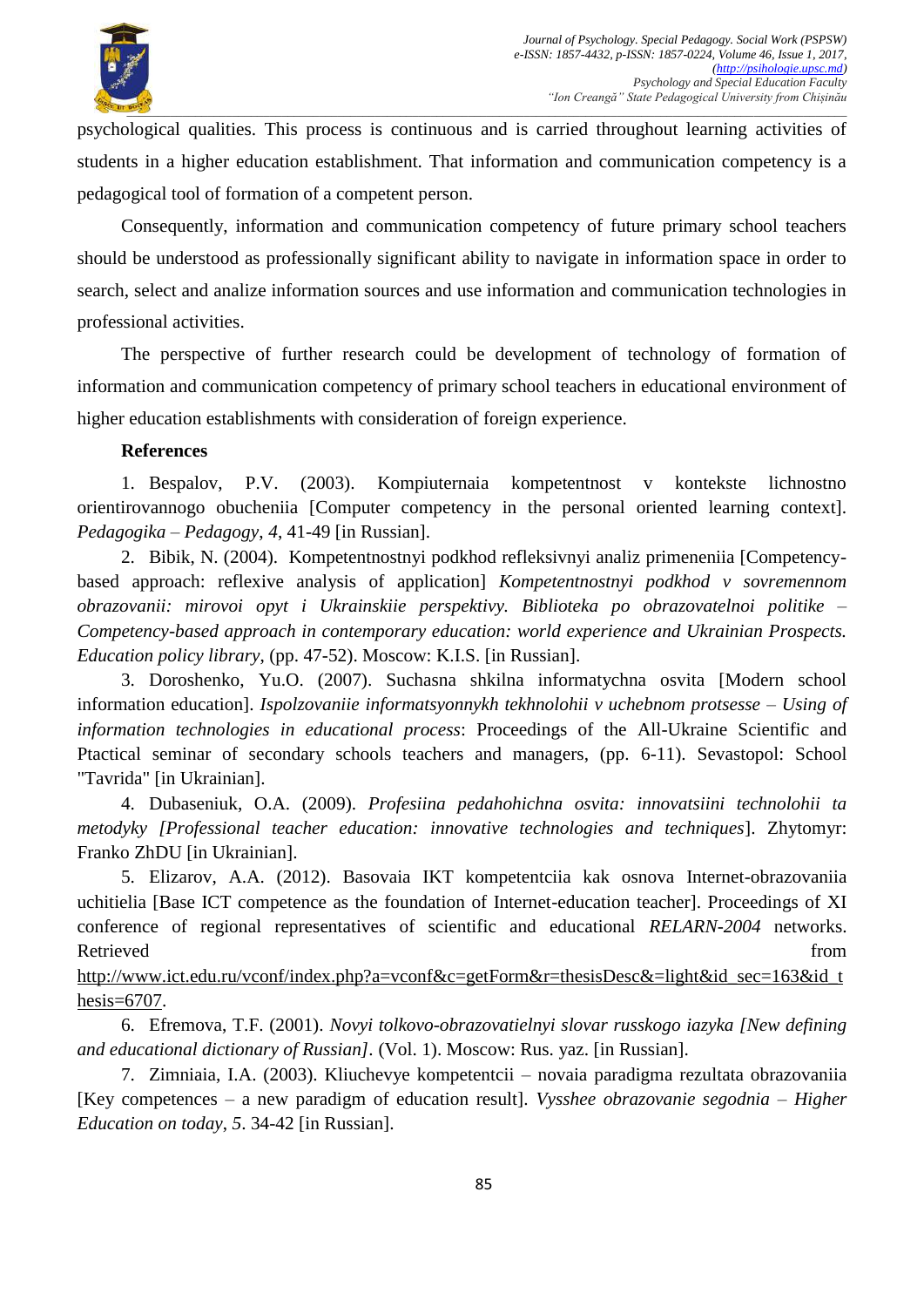psychological qualities. This process is continuous and is carried throughout learning activities of students in a higher education establishment. That information and communication competency is a pedagogical tool of formation of a competent person.

Consequently, information and communication competency of future primary school teachers should be understood as professionally significant ability to navigate in information space in order to search, select and analize information sources and use information and communication technologies in professional activities.

The perspective of further research could be development of technology of formation of information and communication competency of primary school teachers in educational environment of higher education establishments with consideration of foreign experience.

**References**

1. Bespalov, P.V. (2003). Kompiuternaia kompetentnost v kontekste lichnostno orientirovannogo obucheniia [Computer competency in the personal oriented learning context]. *Pedagogika – Pedagogy*, *4*, 41-49 [in Russian].
2. Bibik, N. (2004). Kompetentnostnyi podkhod refleksivnyi analiz primeneniia [Competency-based approach: reflexive analysis of application] *Kompetentnostnyi podkhod v sovremennom obrazovanii: mirovoi opyt i Ukrainskiie perspektivy. Biblioteka po obrazovatelnoi politike – Competency-based approach in contemporary education: world experience and Ukrainian Prospects. Education policy library*, (pp. 47-52). Moscow: K.I.S. [in Russian].
3. Doroshenko, Yu.O. (2007). Suchasna shkilna informatychna osvita [Modern school information education]. *Ispolzovaniie informatsyonnykh tekhnolohii v uchebnom protsesse – Using of information technologies in educational process*: Proceedings of the All-Ukraine Scientific and Ptactical seminar of secondary schools teachers and managers, (pp. 6-11). Sevastopol: School "Tavrida" [in Ukrainian].
4. Dubaseniuk, O.A. (2009). *Profesiina pedahohichna osvita: innovatsiini technolohii ta metodyky [Professional teacher education: innovative technologies and techniques*]. Zhytomyr: Franko ZhDU [in Ukrainian].
5. Elizarov, A.A. (2012). Basovaia IKT kompetentciia kak osnova Internet-obrazovaniia uchitielia [Base ICT competence as the foundation of Internet-education teacher]. Proceedings of XI conference of regional representatives of scientific and educational *RELARN-2004* networks. Retrieved from http://www.ict.edu.ru/vconf/index.php?a=vconf&c=getForm&r=thesisDesc&=light&id_sec=163&id_thesis=6707.
6. Efremova, T.F. (2001). *Novyi tolkovo-obrazovatielnyi slovar russkogo iazyka [New defining and educational dictionary of Russian]*. (Vol. 1). Moscow: Rus. yaz. [in Russian].
7. Zimniaia, I.A. (2003). Kliuchevye kompetentcii – novaia paradigma rezultata obrazovaniia [Key competences – a new paradigm of education result]. *Vysshee obrazovanie segodnia – Higher Education on today*, *5*. 34-42 [in Russian].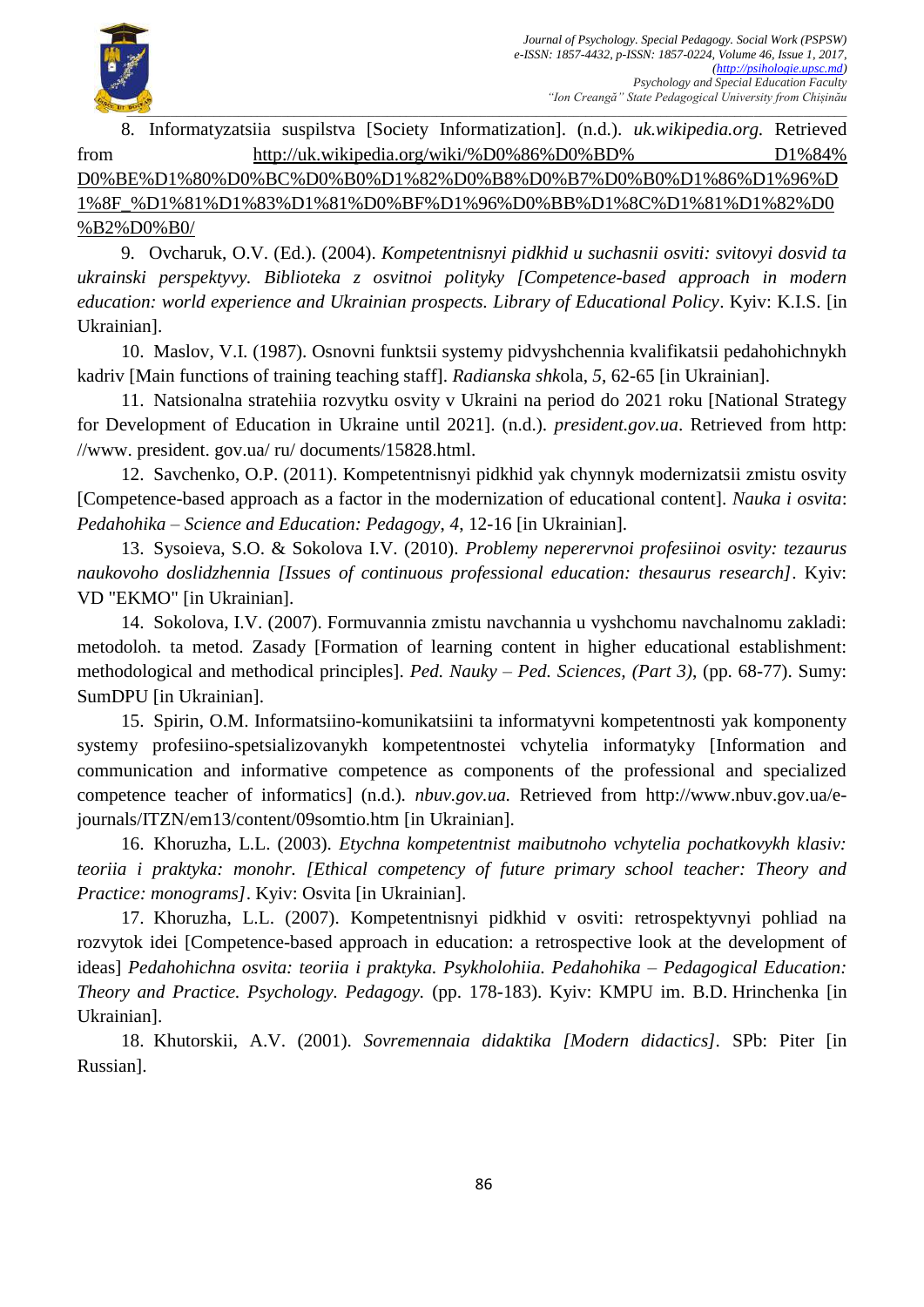8. Informatyzatsiia suspilstva [Society Informatization]. (n.d.). *uk.wikipedia.org.* Retrieved from http://uk.wikipedia.org/wiki/%D0%86%D0%BD% D1%84%D0%BE%D1%80%D0%BC%D0%B0%D1%82%D0%B8%D0%B7%D0%B0%D1%86%D1%96%D1%8F_%D1%81%D1%83%D1%81%D0%BF%D1%96%D0%BB%D1%8C%D1%81%D1%82%D0%B2%D0%B0/

9. Ovcharuk, O.V. (Ed.). (2004). *Kompetentnisnyi pidkhid u suchasnii osviti: svitovyi dosvid ta ukrainski perspektyvy. Biblioteka z osvitnoi polityky [Competence-based approach in modern education: world experience and Ukrainian prospects. Library of Educational Policy*. Kyiv: K.I.S. [in Ukrainian].

10. Maslov, V.I. (1987). Osnovni funktsii systemy pidvyshchennia kvalifikatsii pedahohichnykh kadriv [Main functions of training teaching staff]. *Radianska shk*ola, *5*, 62-65 [in Ukrainian].

11. Natsionalna stratehiia rozvytku osvity v Ukraini na period do 2021 roku [National Strategy for Development of Education in Ukraine until 2021]. (n.d.). *president.gov.ua*. Retrieved from http: //www. president. gov.ua/ ru/ documents/15828.html.

12. Savchenko, O.P. (2011). Kompetentnisnyi pidkhid yak chynnyk modernizatsii zmistu osvity [Competence-based approach as a factor in the modernization of educational content]. *Nauka i osvita*: *Pedahohika – Science and Education: Pedagogy*, *4*, 12-16 [in Ukrainian].

13. Sysoieva, S.O. & Sokolova I.V. (2010). *Problemy neperervnoi profesiinoi osvity: tezaurus naukovoho doslidzhennia [Issues of continuous professional education: thesaurus research]*. Kyiv: VD "EKMO" [in Ukrainian].

14. Sokolova, I.V. (2007). Formuvannia zmistu navchannia u vyshchomu navchalnomu zakladi: metodoloh. ta metod. Zasady [Formation of learning content in higher educational establishment: methodological and methodical principles]. *Ped. Nauky – Ped. Sciences, (Part 3)*, (pp. 68-77). Sumy: SumDPU [in Ukrainian].

15. Spirin, O.M. Informatsiino-komunikatsiini ta informatyvni kompetentnosti yak komponenty systemy profesiino-spetsializovanykh kompetentnostei vchytelia informatyky [Information and communication and informative competence as components of the professional and specialized competence teacher of informatics] (n.d.). *nbuv.gov.ua.* Retrieved from http://www.nbuv.gov.ua/e-journals/ITZN/em13/content/09somtio.htm [in Ukrainian].

16. Khoruzha, L.L. (2003). *Etychna kompetentnist maibutnoho vchytelia pochatkovykh klasiv: teoriia i praktyka: monohr. [Ethical competency of future primary school teacher: Theory and Practice: monograms]*. Kyiv: Osvita [in Ukrainian].

17. Khoruzha, L.L. (2007). Kompetentnisnyi pidkhid v osviti: retrospektyvnyi pohliad na rozvytok idei [Competence-based approach in education: a retrospective look at the development of ideas] *Pedahohichna osvita: teoriia i praktyka. Psykholohiia. Pedahohika – Pedagogical Education: Theory and Practice. Psychology. Pedagogy.* (pp. 178-183). Kyiv: KMPU im. B.D. Hrinchenka [in Ukrainian].

18. Khutorskii, A.V. (2001). *Sovremennaia didaktika [Modern didactics]*. SPb: Piter [in Russian].